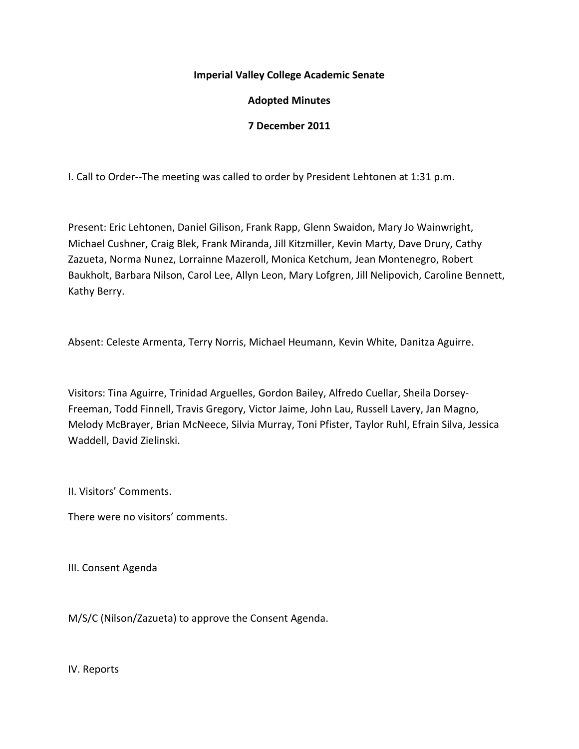**Imperial Valley College Academic Senate**

**Adopted Minutes**

**7 December 2011**

I. Call to Order--The meeting was called to order by President Lehtonen at 1:31 p.m.

Present: Eric Lehtonen, Daniel Gilison, Frank Rapp, Glenn Swaidon, Mary Jo Wainwright, Michael Cushner, Craig Blek, Frank Miranda, Jill Kitzmiller, Kevin Marty, Dave Drury, Cathy Zazueta, Norma Nunez, Lorrainne Mazeroll, Monica Ketchum, Jean Montenegro, Robert Baukholt, Barbara Nilson, Carol Lee, Allyn Leon, Mary Lofgren, Jill Nelipovich, Caroline Bennett, Kathy Berry.

Absent: Celeste Armenta, Terry Norris, Michael Heumann, Kevin White, Danitza Aguirre.

Visitors: Tina Aguirre, Trinidad Arguelles, Gordon Bailey, Alfredo Cuellar, Sheila Dorsey-Freeman, Todd Finnell, Travis Gregory, Victor Jaime, John Lau, Russell Lavery, Jan Magno, Melody McBrayer, Brian McNeece, Silvia Murray, Toni Pfister, Taylor Ruhl, Efrain Silva, Jessica Waddell, David Zielinski.

II. Visitors' Comments.

There were no visitors' comments.

III. Consent Agenda

M/S/C (Nilson/Zazueta) to approve the Consent Agenda.

IV. Reports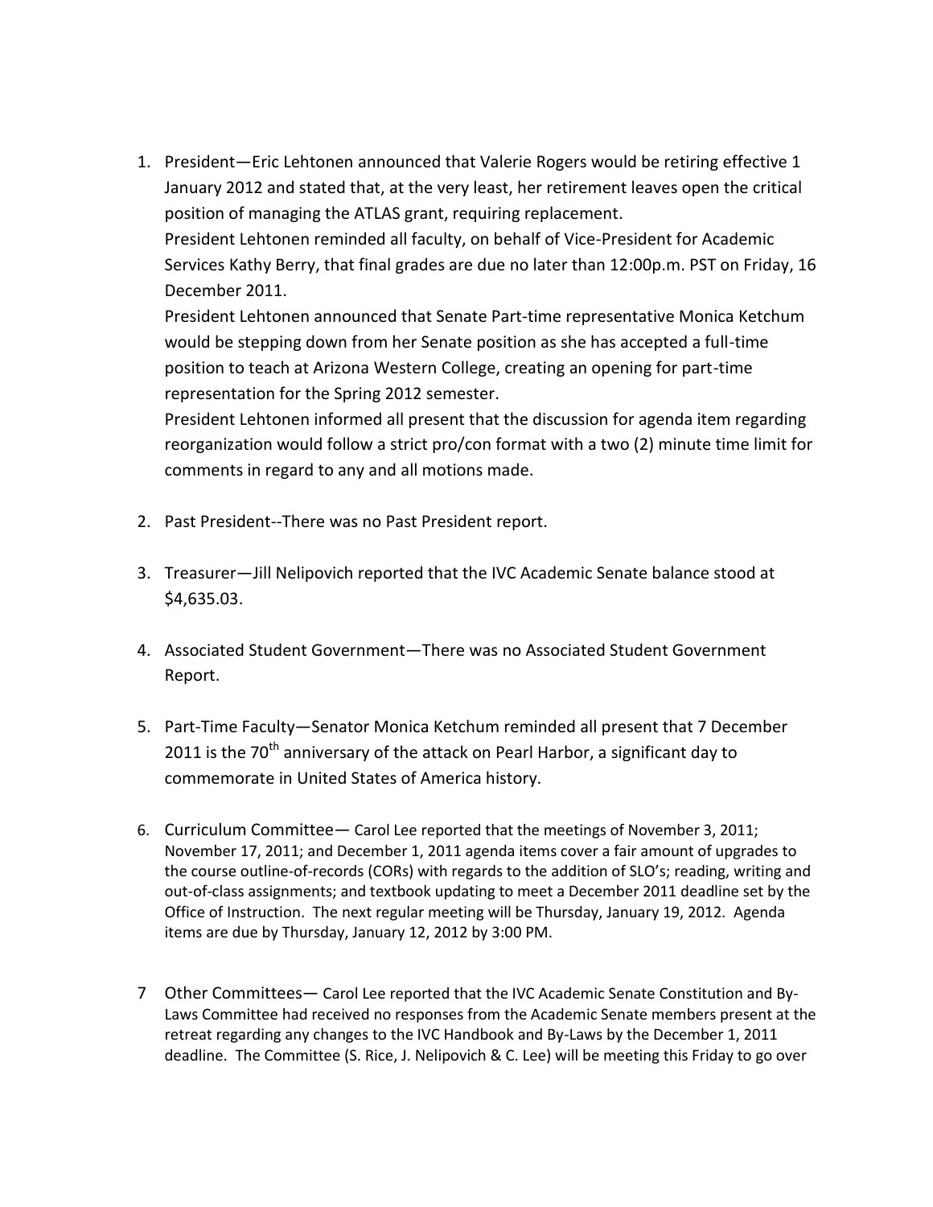1. President—Eric Lehtonen announced that Valerie Rogers would be retiring effective 1 January 2012 and stated that, at the very least, her retirement leaves open the critical position of managing the ATLAS grant, requiring replacement.

   President Lehtonen reminded all faculty, on behalf of Vice-President for Academic Services Kathy Berry, that final grades are due no later than 12:00p.m. PST on Friday, 16 December 2011.

   President Lehtonen announced that Senate Part-time representative Monica Ketchum would be stepping down from her Senate position as she has accepted a full-time position to teach at Arizona Western College, creating an opening for part-time representation for the Spring 2012 semester.

   President Lehtonen informed all present that the discussion for agenda item regarding reorganization would follow a strict pro/con format with a two (2) minute time limit for comments in regard to any and all motions made.

2. Past President--There was no Past President report.

3. Treasurer—Jill Nelipovich reported that the IVC Academic Senate balance stood at $4,635.03.

4. Associated Student Government—There was no Associated Student Government Report.

5. Part-Time Faculty—Senator Monica Ketchum reminded all present that 7 December 2011 is the 70th anniversary of the attack on Pearl Harbor, a significant day to commemorate in United States of America history.

6. Curriculum Committee— Carol Lee reported that the meetings of November 3, 2011; November 17, 2011; and December 1, 2011 agenda items cover a fair amount of upgrades to the course outline-of-records (CORs) with regards to the addition of SLO's; reading, writing and out-of-class assignments; and textbook updating to meet a December 2011 deadline set by the Office of Instruction. The next regular meeting will be Thursday, January 19, 2012. Agenda items are due by Thursday, January 12, 2012 by 3:00 PM.

7. Other Committees— Carol Lee reported that the IVC Academic Senate Constitution and By-Laws Committee had received no responses from the Academic Senate members present at the retreat regarding any changes to the IVC Handbook and By-Laws by the December 1, 2011 deadline. The Committee (S. Rice, J. Nelipovich & C. Lee) will be meeting this Friday to go over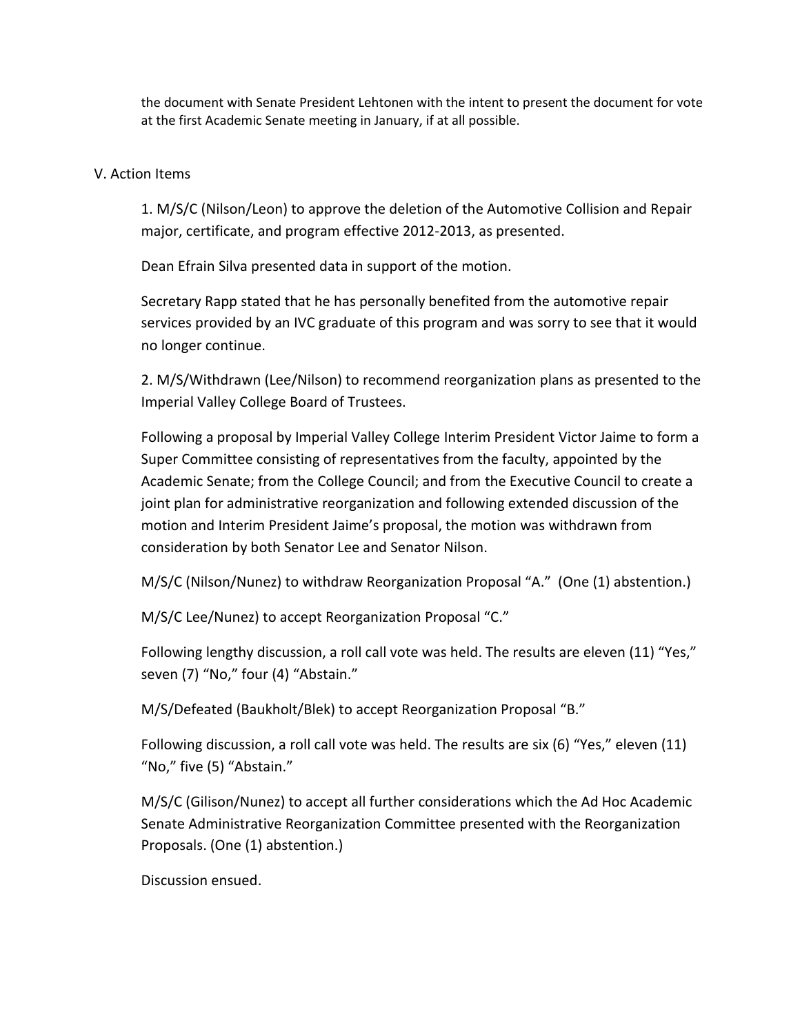the document with Senate President Lehtonen with the intent to present the document for vote at the first Academic Senate meeting in January, if at all possible.

## V. Action Items

1. M/S/C (Nilson/Leon) to approve the deletion of the Automotive Collision and Repair major, certificate, and program effective 2012-2013, as presented.

   Dean Efrain Silva presented data in support of the motion.

   Secretary Rapp stated that he has personally benefited from the automotive repair services provided by an IVC graduate of this program and was sorry to see that it would no longer continue.

2. M/S/Withdrawn (Lee/Nilson) to recommend reorganization plans as presented to the Imperial Valley College Board of Trustees.

   Following a proposal by Imperial Valley College Interim President Victor Jaime to form a Super Committee consisting of representatives from the faculty, appointed by the Academic Senate; from the College Council; and from the Executive Council to create a joint plan for administrative reorganization and following extended discussion of the motion and Interim President Jaime's proposal, the motion was withdrawn from consideration by both Senator Lee and Senator Nilson.

   M/S/C (Nilson/Nunez) to withdraw Reorganization Proposal "A." (One (1) abstention.)

   M/S/C Lee/Nunez) to accept Reorganization Proposal "C."

   Following lengthy discussion, a roll call vote was held. The results are eleven (11) "Yes," seven (7) "No," four (4) "Abstain."

   M/S/Defeated (Baukholt/Blek) to accept Reorganization Proposal "B."

   Following discussion, a roll call vote was held. The results are six (6) "Yes," eleven (11) "No," five (5) "Abstain."

   M/S/C (Gilison/Nunez) to accept all further considerations which the Ad Hoc Academic Senate Administrative Reorganization Committee presented with the Reorganization Proposals. (One (1) abstention.)

   Discussion ensued.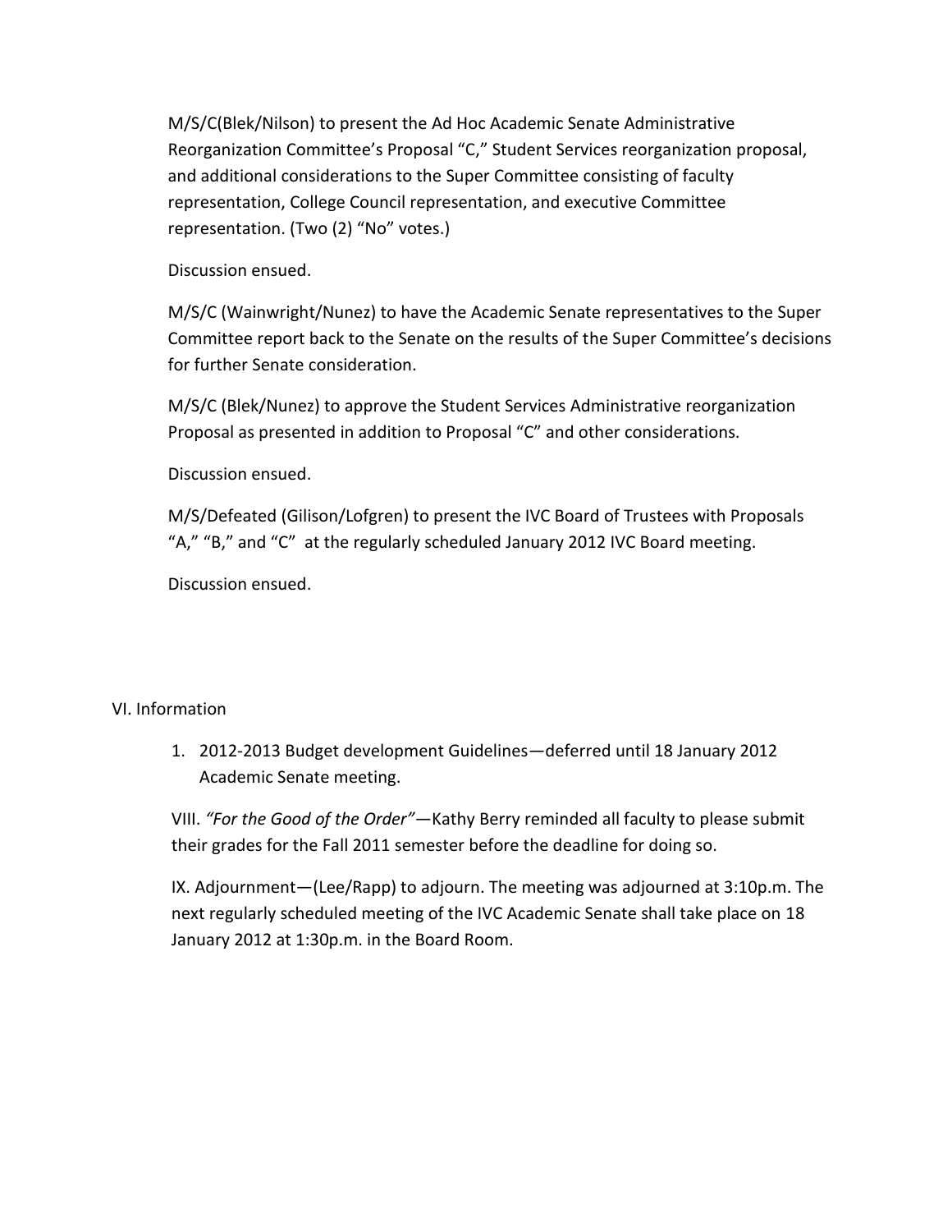M/S/C(Blek/Nilson) to present the Ad Hoc Academic Senate Administrative Reorganization Committee's Proposal "C," Student Services reorganization proposal, and additional considerations to the Super Committee consisting of faculty representation, College Council representation, and executive Committee representation. (Two (2) "No" votes.)

Discussion ensued.

M/S/C (Wainwright/Nunez) to have the Academic Senate representatives to the Super Committee report back to the Senate on the results of the Super Committee's decisions for further Senate consideration.

M/S/C (Blek/Nunez) to approve the Student Services Administrative reorganization Proposal as presented in addition to Proposal "C" and other considerations.

Discussion ensued.

M/S/Defeated (Gilison/Lofgren) to present the IVC Board of Trustees with Proposals "A," "B," and "C" at the regularly scheduled January 2012 IVC Board meeting.

Discussion ensued.

VI. Information

1. 2012-2013 Budget development Guidelines—deferred until 18 January 2012 Academic Senate meeting.

VIII. *"For the Good of the Order"*—Kathy Berry reminded all faculty to please submit their grades for the Fall 2011 semester before the deadline for doing so.

IX. Adjournment—(Lee/Rapp) to adjourn. The meeting was adjourned at 3:10p.m. The next regularly scheduled meeting of the IVC Academic Senate shall take place on 18 January 2012 at 1:30p.m. in the Board Room.